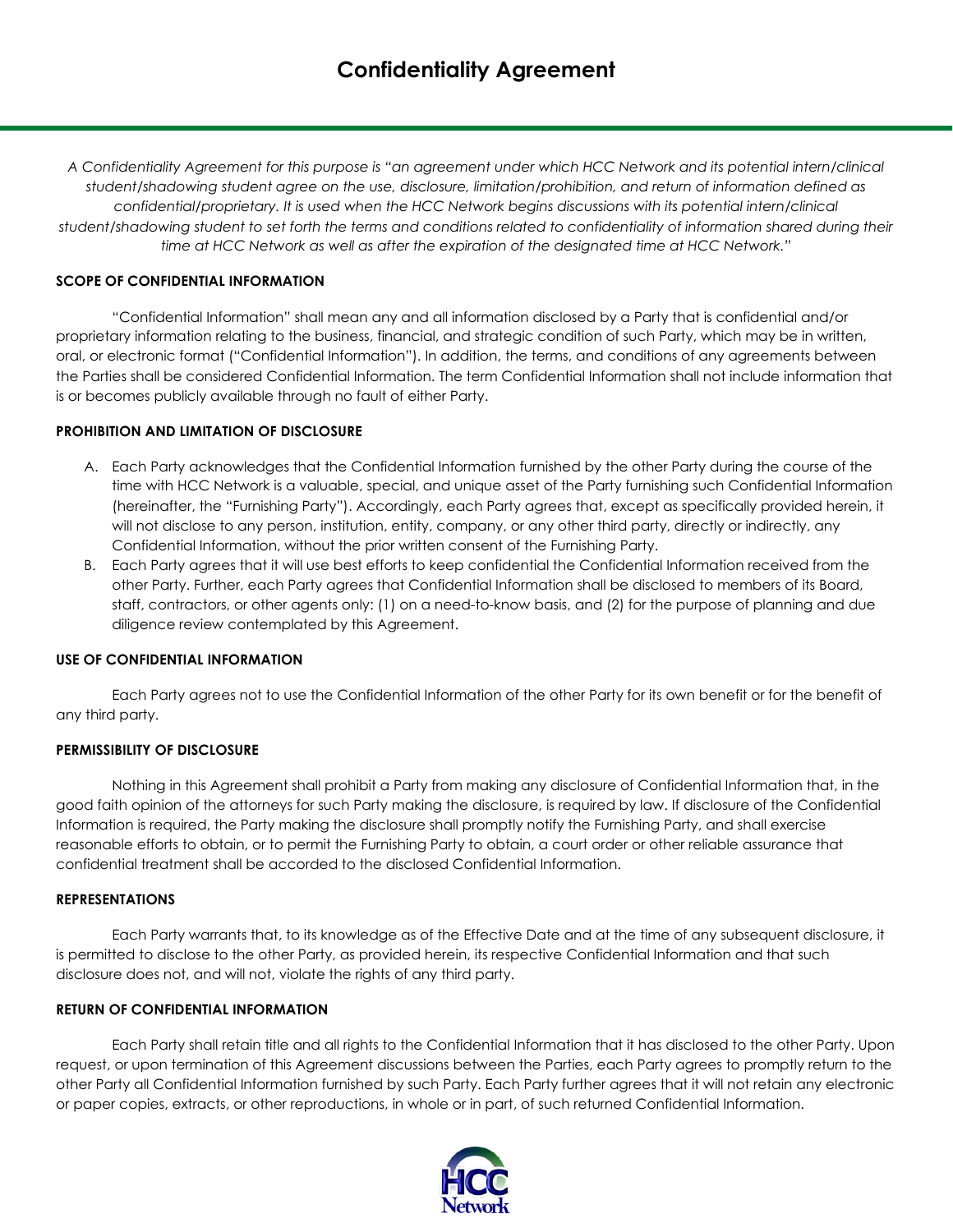# Confidentiality Agreement

*A Confidentiality Agreement for this purpose is "an agreement under which HCC Network and its potential intern/clinical student/shadowing student agree on the use, disclosure, limitation/prohibition, and return of information defined as confidential/proprietary. It is used when the HCC Network begins discussions with its potential intern/clinical student/shadowing student to set forth the terms and conditions related to confidentiality of information shared during their time at HCC Network as well as after the expiration of the designated time at HCC Network."*

**SCOPE OF CONFIDENTIAL INFORMATION**

"Confidential Information" shall mean any and all information disclosed by a Party that is confidential and/or proprietary information relating to the business, financial, and strategic condition of such Party, which may be in written, oral, or electronic format ("Confidential Information"). In addition, the terms, and conditions of any agreements between the Parties shall be considered Confidential Information. The term Confidential Information shall not include information that is or becomes publicly available through no fault of either Party.

**PROHIBITION AND LIMITATION OF DISCLOSURE**

A. Each Party acknowledges that the Confidential Information furnished by the other Party during the course of the time with HCC Network is a valuable, special, and unique asset of the Party furnishing such Confidential Information (hereinafter, the "Furnishing Party"). Accordingly, each Party agrees that, except as specifically provided herein, it will not disclose to any person, institution, entity, company, or any other third party, directly or indirectly, any Confidential Information, without the prior written consent of the Furnishing Party.

B. Each Party agrees that it will use best efforts to keep confidential the Confidential Information received from the other Party. Further, each Party agrees that Confidential Information shall be disclosed to members of its Board, staff, contractors, or other agents only: (1) on a need-to-know basis, and (2) for the purpose of planning and due diligence review contemplated by this Agreement.

**USE OF CONFIDENTIAL INFORMATION**

Each Party agrees not to use the Confidential Information of the other Party for its own benefit or for the benefit of any third party.

**PERMISSIBILITY OF DISCLOSURE**

Nothing in this Agreement shall prohibit a Party from making any disclosure of Confidential Information that, in the good faith opinion of the attorneys for such Party making the disclosure, is required by law. If disclosure of the Confidential Information is required, the Party making the disclosure shall promptly notify the Furnishing Party, and shall exercise reasonable efforts to obtain, or to permit the Furnishing Party to obtain, a court order or other reliable assurance that confidential treatment shall be accorded to the disclosed Confidential Information.

**REPRESENTATIONS**

Each Party warrants that, to its knowledge as of the Effective Date and at the time of any subsequent disclosure, it is permitted to disclose to the other Party, as provided herein, its respective Confidential Information and that such disclosure does not, and will not, violate the rights of any third party.

**RETURN OF CONFIDENTIAL INFORMATION**

Each Party shall retain title and all rights to the Confidential Information that it has disclosed to the other Party. Upon request, or upon termination of this Agreement discussions between the Parties, each Party agrees to promptly return to the other Party all Confidential Information furnished by such Party. Each Party further agrees that it will not retain any electronic or paper copies, extracts, or other reproductions, in whole or in part, of such returned Confidential Information.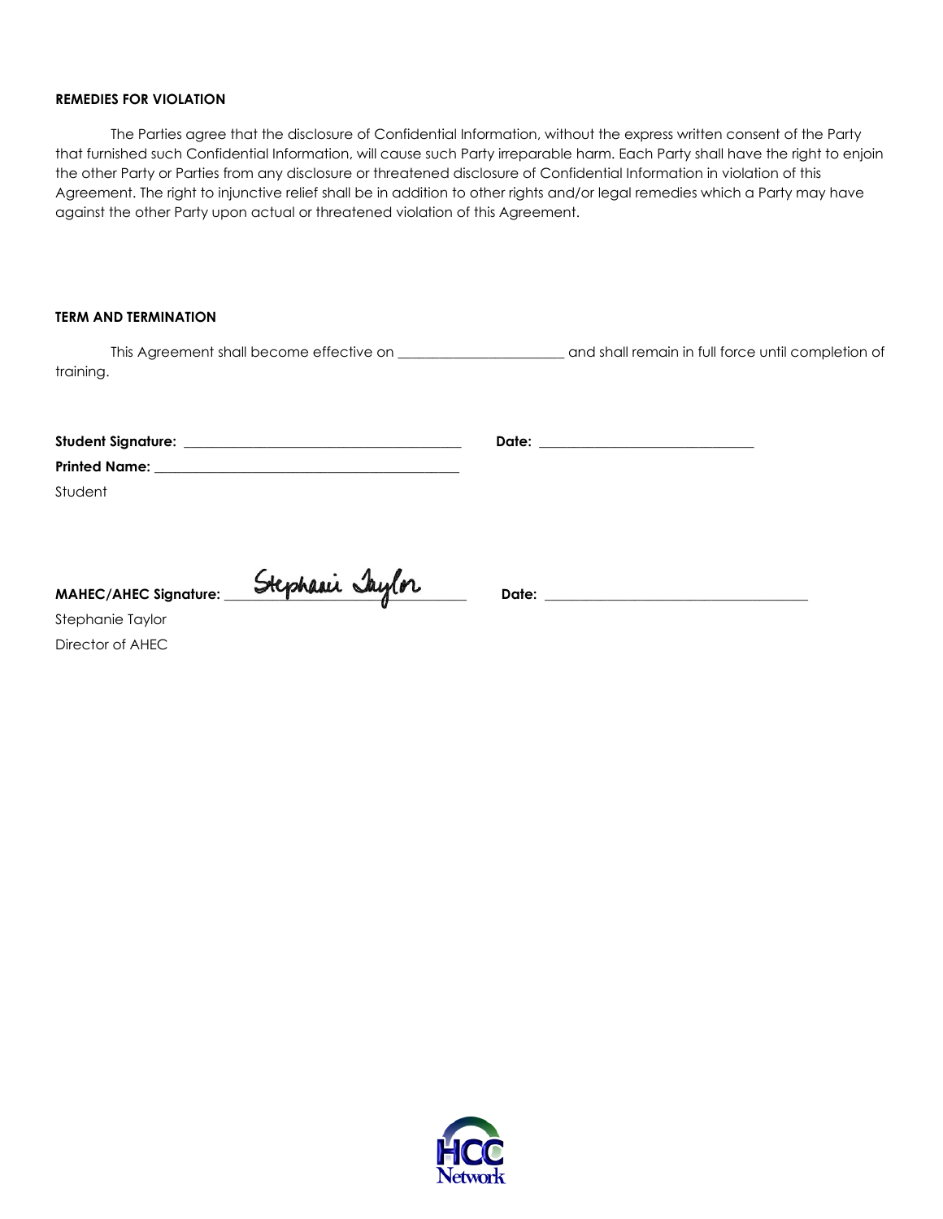**REMEDIES FOR VIOLATION**

The Parties agree that the disclosure of Confidential Information, without the express written consent of the Party that furnished such Confidential Information, will cause such Party irreparable harm. Each Party shall have the right to enjoin the other Party or Parties from any disclosure or threatened disclosure of Confidential Information in violation of this Agreement. The right to injunctive relief shall be in addition to other rights and/or legal remedies which a Party may have against the other Party upon actual or threatened violation of this Agreement.

**TERM AND TERMINATION**

This Agreement shall become effective on _______________________ and shall remain in full force until completion of training.

**Student Signature:** ________________________________________ **Date:** ______________________________

**Printed Name:** ____________________________________________

Student

**MAHEC/AHEC Signature:** Stephanie Taylor **Date:** ____________________________________

Stephanie Taylor

Director of AHEC

HCC Network